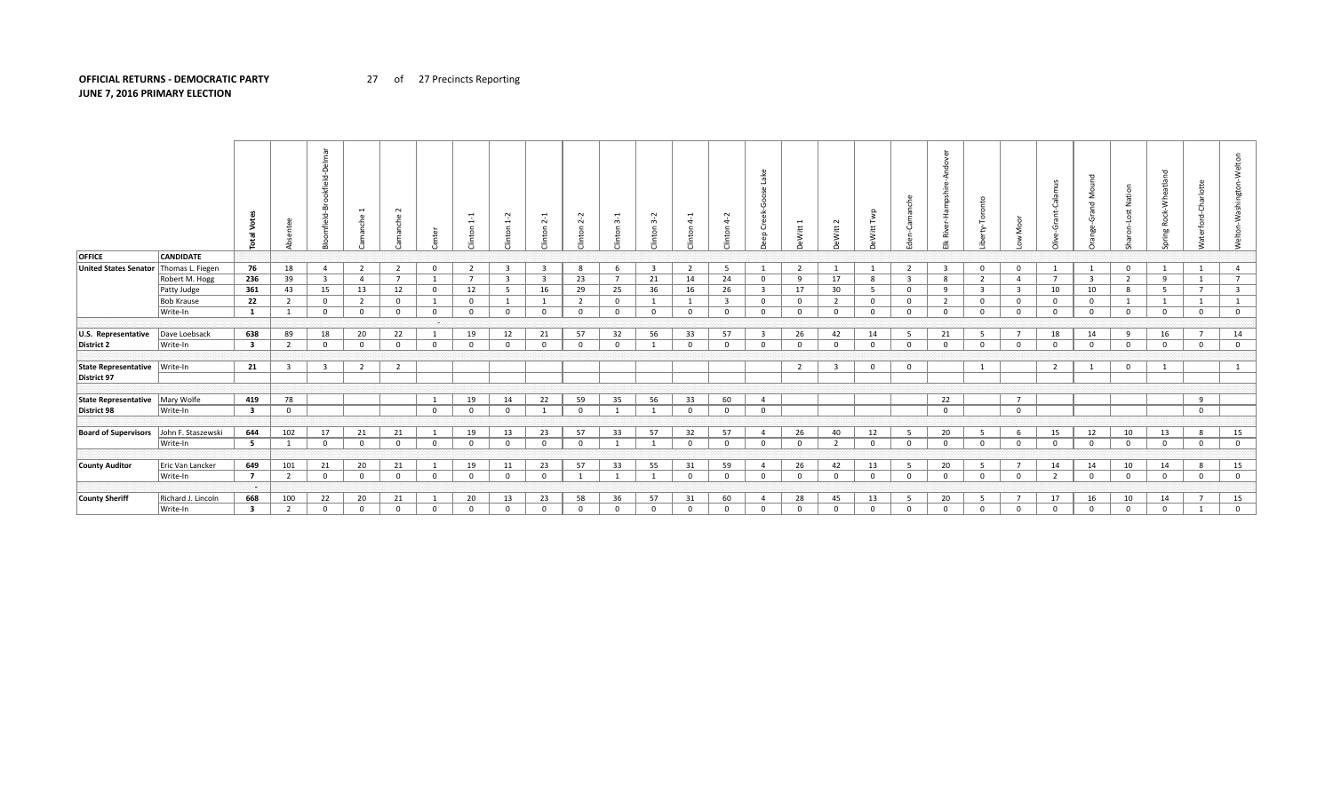**OFFICIAL RETURNS - DEMOCRATIC PARTY**
**JUNE 7, 2016 PRIMARY ELECTION**

27 of 27 Precincts Reporting

| OFFICE | CANDIDATE | Total Votes | Absentee | Bloomfield-Brookfield-Delmar | Camanche 1 | Camanche 2 | Center | Clinton 1-1 | Clinton 1-2 | Clinton 2-1 | Clinton 2-2 | Clinton 3-1 | Clinton 3-2 | Clinton 4-1 | Clinton 4-2 | Deep Creek-Goose Lake | DeWitt 1 | DeWitt 2 | DeWitt Twp | Eden-Camanche | Elk River-Hampshire-Andover | Liberty-Toronto | Low Moor | Olive-Grant-Calamus | Orange-Grand Mound | Sharon-Lost Nation | Spring Rock-Wheatland | Waterford-Charlotte | Welton-Washington-Welton |
|---|---|---|---|---|---|---|---|---|---|---|---|---|---|---|---|---|---|---|---|---|---|---|---|---|---|---|---|---|---|
| **United States Senator** | Thomas L. Fiegen | **76** | 18 | 4 | 2 | 2 | 0 | 2 | 3 | 3 | 8 | 6 | 3 | 2 | 5 | 1 | 2 | 1 | 1 | 2 | 3 | 0 | 0 | 1 | 1 | 0 | 1 | 1 | 4 |
| | Robert M. Hogg | **236** | 39 | 3 | 4 | 7 | 1 | 7 | 3 | 3 | 23 | 7 | 21 | 14 | 24 | 0 | 9 | 17 | 8 | 3 | 8 | 2 | 4 | 7 | 3 | 2 | 9 | 1 | 7 |
| | Patty Judge | **361** | 43 | 15 | 13 | 12 | 0 | 12 | 5 | 16 | 29 | 25 | 36 | 16 | 26 | 3 | 17 | 30 | 5 | 0 | 9 | 3 | 3 | 10 | 10 | 8 | 5 | 7 | 3 |
| | Bob Krause | **22** | 2 | 0 | 2 | 0 | 1 | 0 | 1 | 1 | 2 | 0 | 1 | 1 | 3 | 0 | 0 | 2 | 0 | 0 | 2 | 0 | 0 | 0 | 0 | 1 | 1 | 1 | 1 |
| | Write-In | **1** | 1 | 0 | 0 | 0 | 0 | 0 | 0 | 0 | 0 | 0 | 0 | 0 | 0 | 0 | 0 | 0 | 0 | 0 | 0 | 0 | 0 | 0 | 0 | 0 | 0 | 0 | 0 |
| **U.S. Representative District 2** | Dave Loebsack | **638** | 89 | 18 | 20 | 22 | 1 | 19 | 12 | 21 | 57 | 32 | 56 | 33 | 57 | 3 | 26 | 42 | 14 | 5 | 21 | 5 | 7 | 18 | 14 | 9 | 16 | 7 | 14 |
| | Write-In | **3** | 2 | 0 | 0 | 0 | 0 | 0 | 0 | 0 | 0 | 0 | 1 | 0 | 0 | 0 | 0 | 0 | 0 | 0 | 0 | 0 | 0 | 0 | 0 | 0 | 0 | 0 | 0 |
| **State Representative District 97** | Write-In | **21** | 3 | 3 | 2 | 2 | | | | | | | | | | | 2 | 3 | 0 | 0 | | 1 | | 2 | 1 | 0 | 1 | | 1 |
| **State Representative District 98** | Mary Wolfe | **419** | 78 | | | | 1 | 19 | 14 | 22 | 59 | 35 | 56 | 33 | 60 | 4 | | | | | 22 | | 7 | | | | | 9 | |
| | Write-In | **3** | 0 | | | | 0 | 0 | 0 | 1 | 0 | 1 | 1 | 0 | 0 | 0 | | | | | 0 | | 0 | | | | | 0 | |
| **Board of Supervisors** | John F. Staszewski | **644** | 102 | 17 | 21 | 21 | 1 | 19 | 13 | 23 | 57 | 33 | 57 | 32 | 57 | 4 | 26 | 40 | 12 | 5 | 20 | 5 | 6 | 15 | 12 | 10 | 13 | 8 | 15 |
| | Write-In | **5** | 1 | 0 | 0 | 0 | 0 | 0 | 0 | 0 | 0 | 1 | 1 | 0 | 0 | 0 | 0 | 2 | 0 | 0 | 0 | 0 | 0 | 0 | 0 | 0 | 0 | 0 | 0 |
| **County Auditor** | Eric Van Lancker | **649** | 101 | 21 | 20 | 21 | 1 | 19 | 11 | 23 | 57 | 33 | 55 | 31 | 59 | 4 | 26 | 42 | 13 | 5 | 20 | 5 | 7 | 14 | 14 | 10 | 14 | 8 | 15 |
| | Write-In | **7** | 2 | 0 | 0 | 0 | 0 | 0 | 0 | 0 | 1 | 1 | 1 | 0 | 0 | 0 | 0 | 0 | 0 | 0 | 0 | 0 | 0 | 2 | 0 | 0 | 0 | 0 | 0 |
| **County Sheriff** | Richard J. Lincoln | **668** | 100 | 22 | 20 | 21 | 1 | 20 | 13 | 23 | 58 | 36 | 57 | 31 | 60 | 4 | 28 | 45 | 13 | 5 | 20 | 5 | 7 | 17 | 16 | 10 | 14 | 7 | 15 |
| | Write-In | **3** | 2 | 0 | 0 | 0 | 0 | 0 | 0 | 0 | 0 | 0 | 0 | 0 | 0 | 0 | 0 | 0 | 0 | 0 | 0 | 0 | 0 | 0 | 0 | 0 | 0 | 1 | 0 |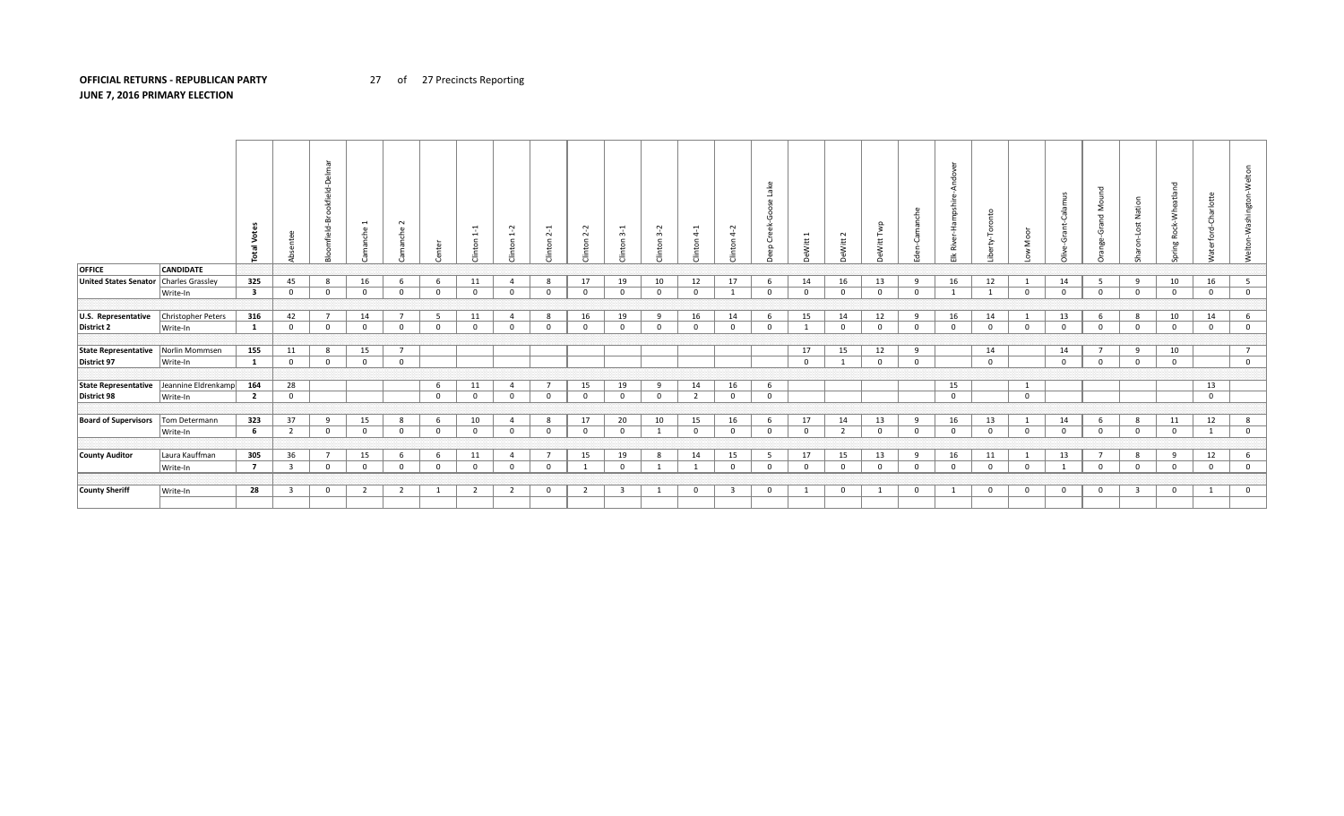**OFFICIAL RETURNS - REPUBLICAN PARTY** 27 of 27 Precincts Reporting

**JUNE 7, 2016 PRIMARY ELECTION**

| OFFICE | CANDIDATE | Total Votes | Absentee | Bloomfield-Brookfield-Delmar | Camanche 1 | Camanche 2 | Center | Clinton 1-1 | Clinton 1-2 | Clinton 2-1 | Clinton 2-2 | Clinton 3-1 | Clinton 3-2 | Clinton 4-1 | Clinton 4-2 | Deep Creek-Goose Lake | DeWitt 1 | DeWitt 2 | DeWitt Twp | Eden-Camanche | Elk River-Hampshire-Andover | Liberty-Toronto | Low Moor | Olive-Grant-Calamus | Orange-Grand Mound | Sharon-Lost Nation | Spring Rock-Wheatland | Waterford-Charlotte | Welton-Washington-Welton |
|---|---|---|---|---|---|---|---|---|---|---|---|---|---|---|---|---|---|---|---|---|---|---|---|---|---|---|---|---|---|
| **United States Senator** | Charles Grassley | **325** | 45 | 8 | 16 | 6 | 6 | 11 | 4 | 8 | 17 | 19 | 10 | 12 | 17 | 6 | 14 | 16 | 13 | 9 | 16 | 12 | 1 | 14 | 5 | 9 | 10 | 16 | 5 |
| | Write-In | **3** | 0 | 0 | 0 | 0 | 0 | 0 | 0 | 0 | 0 | 0 | 0 | 0 | 1 | 0 | 0 | 0 | 0 | 0 | 1 | 1 | 0 | 0 | 0 | 0 | 0 | 0 | 0 |
| **U.S. Representative District 2** | Christopher Peters | **316** | 42 | 7 | 14 | 7 | 5 | 11 | 4 | 8 | 16 | 19 | 9 | 16 | 14 | 6 | 15 | 14 | 12 | 9 | 16 | 14 | 1 | 13 | 6 | 8 | 10 | 14 | 6 |
| | Write-In | **1** | 0 | 0 | 0 | 0 | 0 | 0 | 0 | 0 | 0 | 0 | 0 | 0 | 0 | 0 | 1 | 0 | 0 | 0 | 0 | 0 | 0 | 0 | 0 | 0 | 0 | 0 | 0 |
| **State Representative District 97** | Norlin Mommsen | **155** | 11 | 8 | 15 | 7 | | | | | | | | | | | 17 | 15 | 12 | 9 | | 14 | | 14 | 7 | 9 | 10 | | 7 |
| | Write-In | **1** | 0 | 0 | 0 | 0 | | | | | | | | | | | 0 | 1 | 0 | 0 | | 0 | | 0 | 0 | 0 | 0 | | 0 |
| **State Representative District 98** | Jeannine Eldrenkamp | **164** | 28 | | | | 6 | 11 | 4 | 7 | 15 | 19 | 9 | 14 | 16 | 6 | | | | | 15 | | 1 | | | | | 13 | |
| | Write-In | **2** | 0 | | | | 0 | 0 | 0 | 0 | 0 | 0 | 0 | 2 | 0 | 0 | | | | | 0 | | 0 | | | | | 0 | |
| **Board of Supervisors** | Tom Determann | **323** | 37 | 9 | 15 | 8 | 6 | 10 | 4 | 8 | 17 | 20 | 10 | 15 | 16 | 6 | 17 | 14 | 13 | 9 | 16 | 13 | 1 | 14 | 6 | 8 | 11 | 12 | 8 |
| | Write-In | **6** | 2 | 0 | 0 | 0 | 0 | 0 | 0 | 0 | 0 | 0 | 1 | 0 | 0 | 0 | 0 | 2 | 0 | 0 | 0 | 0 | 0 | 0 | 0 | 0 | 0 | 1 | 0 |
| **County Auditor** | Laura Kauffman | **305** | 36 | 7 | 15 | 6 | 6 | 11 | 4 | 7 | 15 | 19 | 8 | 14 | 15 | 5 | 17 | 15 | 13 | 9 | 16 | 11 | 1 | 13 | 7 | 8 | 9 | 12 | 6 |
| | Write-In | **7** | 3 | 0 | 0 | 0 | 0 | 0 | 0 | 0 | 1 | 0 | 1 | 1 | 0 | 0 | 0 | 0 | 0 | 0 | 0 | 0 | 0 | 1 | 0 | 0 | 0 | 0 | 0 |
| **County Sheriff** | Write-In | **28** | 3 | 0 | 2 | 2 | 1 | 2 | 2 | 0 | 2 | 3 | 1 | 0 | 3 | 0 | 1 | 0 | 1 | 0 | 1 | 0 | 0 | 0 | 0 | 3 | 0 | 1 | 0 |